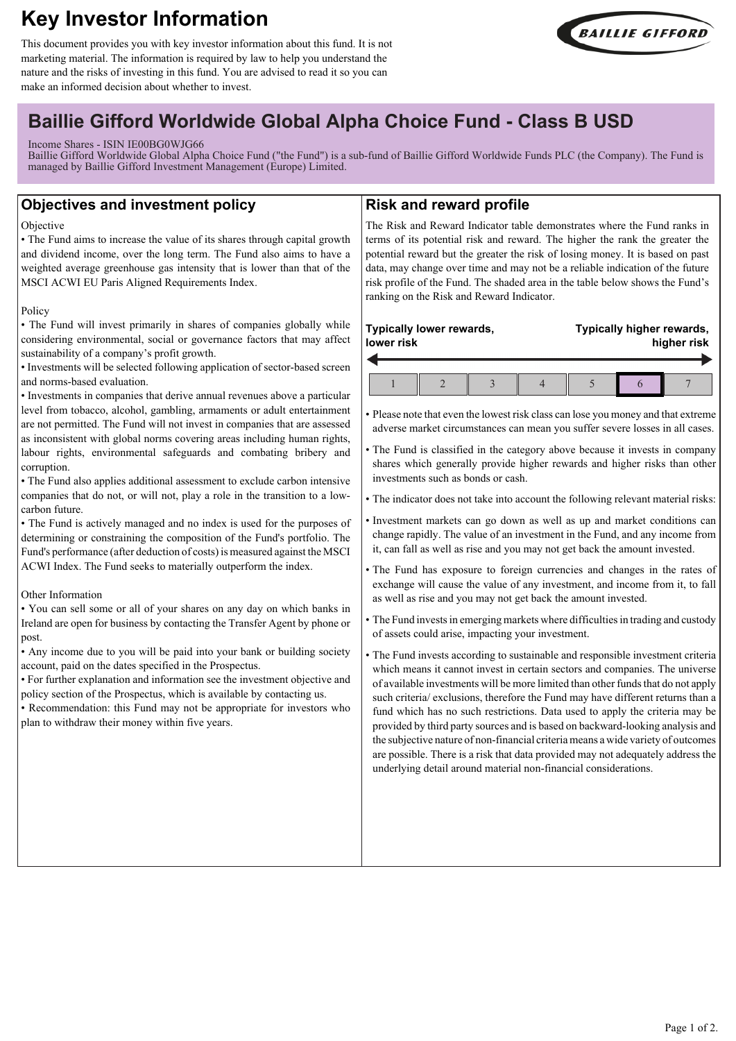# Key Investor Information

This document provides you with key investor information about this fund. It is not marketing material. The information is required by law to help you understand the nature and the risks of investing in this fund. You are advised to read it so you can make an informed decision about whether to invest.

## Baillie Gifford Worldwide Global Alpha Choice Fund - Class B USD

Income Shares - ISIN IE00BG0WJG66

Baillie Gifford Worldwide Global Alpha Choice Fund ("the Fund") is a sub-fund of Baillie Gifford Worldwide Funds PLC (the Company). The Fund is managed by Baillie Gifford Investment Management (Europe) Limited.

## Objectives and investment policy

Objective

- The Fund aims to increase the value of its shares through capital growth and dividend income, over the long term. The Fund also aims to have a weighted average greenhouse gas intensity that is lower than that of the MSCI ACWI EU Paris Aligned Requirements Index.

Policy

- The Fund will invest primarily in shares of companies globally while considering environmental, social or governance factors that may affect sustainability of a company's profit growth.
- Investments will be selected following application of sector-based screen and norms-based evaluation.
- Investments in companies that derive annual revenues above a particular level from tobacco, alcohol, gambling, armaments or adult entertainment are not permitted. The Fund will not invest in companies that are assessed as inconsistent with global norms covering areas including human rights, labour rights, environmental safeguards and combating bribery and corruption.
- The Fund also applies additional assessment to exclude carbon intensive companies that do not, or will not, play a role in the transition to a low-carbon future.
- The Fund is actively managed and no index is used for the purposes of determining or constraining the composition of the Fund's portfolio. The Fund's performance (after deduction of costs) is measured against the MSCI ACWI Index. The Fund seeks to materially outperform the index.

Other Information

- You can sell some or all of your shares on any day on which banks in Ireland are open for business by contacting the Transfer Agent by phone or post.
- Any income due to you will be paid into your bank or building society account, paid on the dates specified in the Prospectus.
- For further explanation and information see the investment objective and policy section of the Prospectus, which is available by contacting us.
- Recommendation: this Fund may not be appropriate for investors who plan to withdraw their money within five years.

## Risk and reward profile

The Risk and Reward Indicator table demonstrates where the Fund ranks in terms of its potential risk and reward. The higher the rank the greater the potential reward but the greater the risk of losing money. It is based on past data, may change over time and may not be a reliable indication of the future risk profile of the Fund. The shaded area in the table below shows the Fund's ranking on the Risk and Reward Indicator.

**Typically lower rewards, lower risk** ← → **Typically higher rewards, higher risk**

| 1 | 2 | 3 | 4 | 5 | **6** | 7 |
|---|---|---|---|---|---|---|

- Please note that even the lowest risk class can lose you money and that extreme adverse market circumstances can mean you suffer severe losses in all cases.
- The Fund is classified in the category above because it invests in company shares which generally provide higher rewards and higher risks than other investments such as bonds or cash.
- The indicator does not take into account the following relevant material risks:
- Investment markets can go down as well as up and market conditions can change rapidly. The value of an investment in the Fund, and any income from it, can fall as well as rise and you may not get back the amount invested.
- The Fund has exposure to foreign currencies and changes in the rates of exchange will cause the value of any investment, and income from it, to fall as well as rise and you may not get back the amount invested.
- The Fund invests in emerging markets where difficulties in trading and custody of assets could arise, impacting your investment.
- The Fund invests according to sustainable and responsible investment criteria which means it cannot invest in certain sectors and companies. The universe of available investments will be more limited than other funds that do not apply such criteria/ exclusions, therefore the Fund may have different returns than a fund which has no such restrictions. Data used to apply the criteria may be provided by third party sources and is based on backward-looking analysis and the subjective nature of non-financial criteria means a wide variety of outcomes are possible. There is a risk that data provided may not adequately address the underlying detail around material non-financial considerations.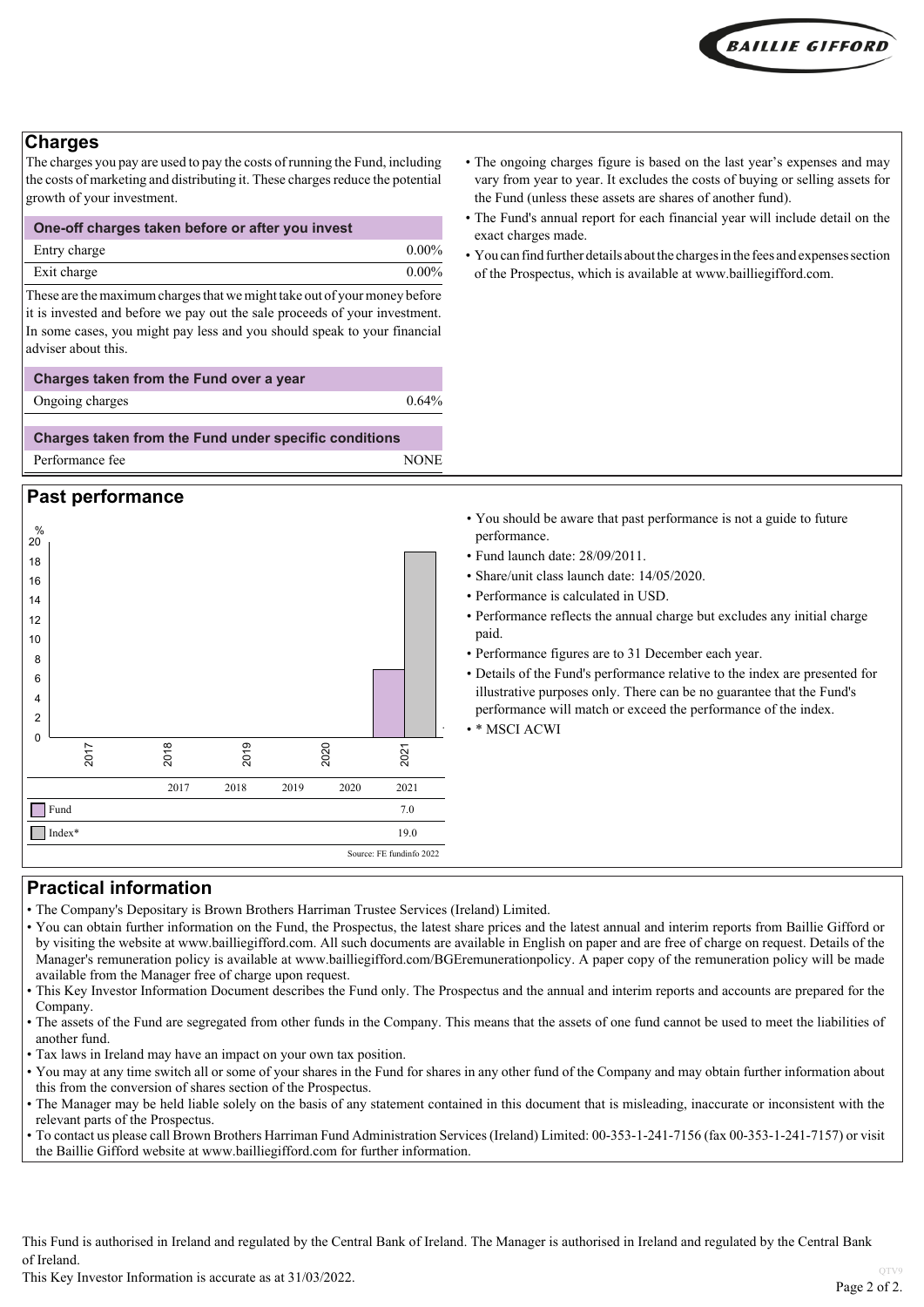## Charges

The charges you pay are used to pay the costs of running the Fund, including the costs of marketing and distributing it. These charges reduce the potential growth of your investment.

| One-off charges taken before or after you invest | |
|---|---|
| Entry charge | 0.00% |
| Exit charge | 0.00% |

These are the maximum charges that we might take out of your money before it is invested and before we pay out the sale proceeds of your investment. In some cases, you might pay less and you should speak to your financial adviser about this.

| Charges taken from the Fund over a year | |
|---|---|
| Ongoing charges | 0.64% |

| Charges taken from the Fund under specific conditions | |
|---|---|
| Performance fee | NONE |

- The ongoing charges figure is based on the last year's expenses and may vary from year to year. It excludes the costs of buying or selling assets for the Fund (unless these assets are shares of another fund).
- The Fund's annual report for each financial year will include detail on the exact charges made.
- You can find further details about the charges in the fees and expenses section of the Prospectus, which is available at www.bailliegifford.com.

## Past performance

%
20
18
16
14
12
10
8
6
4
2
0
2017
2018
2019
2020
2021

| | 2017 | 2018 | 2019 | 2020 | 2021 |
|---|---|---|---|---|---|
| Fund | | | | | 7.0 |
| Index* | | | | | 19.0 |

Source: FE fundinfo 2022

- You should be aware that past performance is not a guide to future performance.
- Fund launch date: 28/09/2011.
- Share/unit class launch date: 14/05/2020.
- Performance is calculated in USD.
- Performance reflects the annual charge but excludes any initial charge paid.
- Performance figures are to 31 December each year.
- Details of the Fund's performance relative to the index are presented for illustrative purposes only. There can be no guarantee that the Fund's performance will match or exceed the performance of the index.
- * MSCI ACWI

## Practical information

- The Company's Depositary is Brown Brothers Harriman Trustee Services (Ireland) Limited.
- You can obtain further information on the Fund, the Prospectus, the latest share prices and the latest annual and interim reports from Baillie Gifford or by visiting the website at www.bailliegifford.com. All such documents are available in English on paper and are free of charge on request. Details of the Manager's remuneration policy is available at www.bailliegifford.com/BGEremunerationpolicy. A paper copy of the remuneration policy will be made available from the Manager free of charge upon request.
- This Key Investor Information Document describes the Fund only. The Prospectus and the annual and interim reports and accounts are prepared for the Company.
- The assets of the Fund are segregated from other funds in the Company. This means that the assets of one fund cannot be used to meet the liabilities of another fund.
- Tax laws in Ireland may have an impact on your own tax position.
- You may at any time switch all or some of your shares in the Fund for shares in any other fund of the Company and may obtain further information about this from the conversion of shares section of the Prospectus.
- The Manager may be held liable solely on the basis of any statement contained in this document that is misleading, inaccurate or inconsistent with the relevant parts of the Prospectus.
- To contact us please call Brown Brothers Harriman Fund Administration Services (Ireland) Limited: 00-353-1-241-7156 (fax 00-353-1-241-7157) or visit the Baillie Gifford website at www.bailliegifford.com for further information.

This Fund is authorised in Ireland and regulated by the Central Bank of Ireland. The Manager is authorised in Ireland and regulated by the Central Bank of Ireland.

This Key Investor Information is accurate as at 31/03/2022.